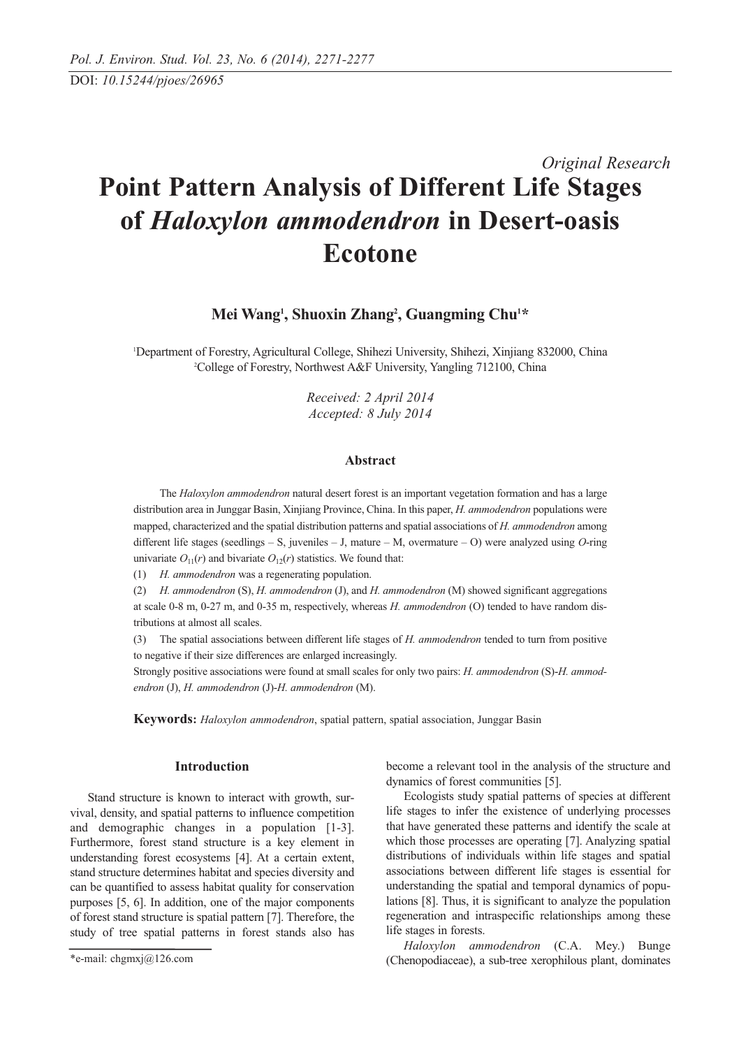*Original Research*

# Point Pattern Analysis of Different Life Stages of *Haloxylon ammodendron* in Desert-oasis Ecotone

**Mei Wang[1], Shuoxin Zhang[2], Guangming Chu[1]***

[1]Department of Forestry, Agricultural College, Shihezi University, Shihezi, Xinjiang 832000, China
[2]College of Forestry, Northwest A&F University, Yangling 712100, China

*Received: 2 April 2014*
*Accepted: 8 July 2014*

## Abstract

The *Haloxylon ammodendron* natural desert forest is an important vegetation formation and has a large distribution area in Junggar Basin, Xinjiang Province, China. In this paper, *H. ammodendron* populations were mapped, characterized and the spatial distribution patterns and spatial associations of *H. ammodendron* among different life stages (seedlings – S, juveniles – J, mature – M, overmature – O) were analyzed using *O*-ring univariate $O_{11}(r)$ and bivariate $O_{12}(r)$ statistics. We found that:

(1) *H. ammodendron* was a regenerating population.

(2) *H. ammodendron* (S), *H. ammodendron* (J), and *H. ammodendron* (M) showed significant aggregations at scale 0-8 m, 0-27 m, and 0-35 m, respectively, whereas *H. ammodendron* (O) tended to have random distributions at almost all scales.

(3) The spatial associations between different life stages of *H. ammodendron* tended to turn from positive to negative if their size differences are enlarged increasingly.

Strongly positive associations were found at small scales for only two pairs: *H. ammodendron* (S)-*H. ammodendron* (J), *H. ammodendron* (J)-*H. ammodendron* (M).

**Keywords:** *Haloxylon ammodendron*, spatial pattern, spatial association, Junggar Basin

## Introduction

Stand structure is known to interact with growth, survival, density, and spatial patterns to influence competition and demographic changes in a population [1-3]. Furthermore, forest stand structure is a key element in understanding forest ecosystems [4]. At a certain extent, stand structure determines habitat and species diversity and can be quantified to assess habitat quality for conservation purposes [5, 6]. In addition, one of the major components of forest stand structure is spatial pattern [7]. Therefore, the study of tree spatial patterns in forest stands also has become a relevant tool in the analysis of the structure and dynamics of forest communities [5].

Ecologists study spatial patterns of species at different life stages to infer the existence of underlying processes that have generated these patterns and identify the scale at which those processes are operating [7]. Analyzing spatial distributions of individuals within life stages and spatial associations between different life stages is essential for understanding the spatial and temporal dynamics of populations [8]. Thus, it is significant to analyze the population regeneration and intraspecific relationships among these life stages in forests.

*Haloxylon ammodendron* (C.A. Mey.) Bunge (Chenopodiaceae), a sub-tree xerophilous plant, dominates

*e-mail: chgmxj@126.com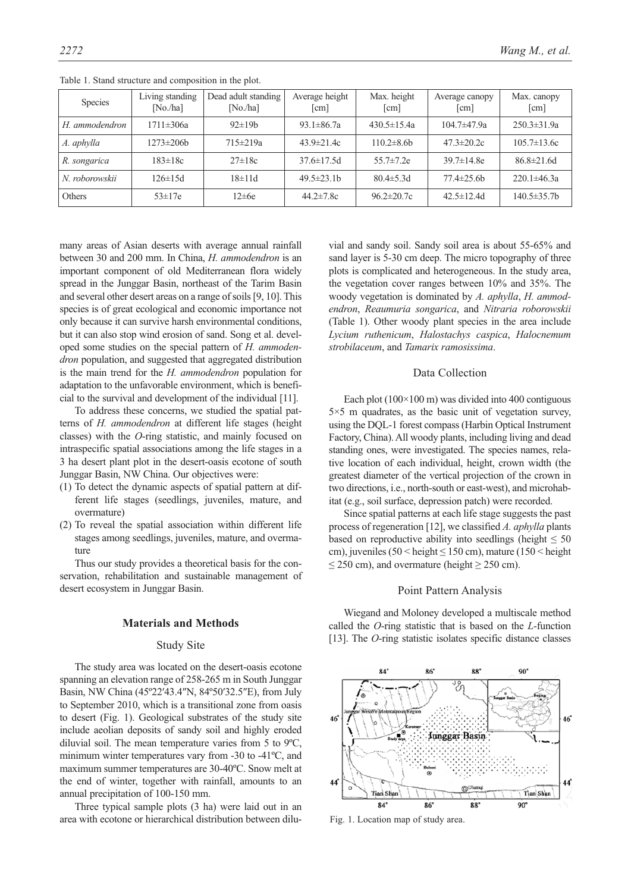Table 1. Stand structure and composition in the plot.

| Species | Living standing [No./ha] | Dead adult standing [No./ha] | Average height [cm] | Max. height [cm] | Average canopy [cm] | Max. canopy [cm] |
|---|---|---|---|---|---|---|
| *H. ammodendron* | 1711±306a | 92±19b | 93.1±86.7a | 430.5±15.4a | 104.7±47.9a | 250.3±31.9a |
| *A. aphylla* | 1273±206b | 715±219a | 43.9±21.4c | 110.2±8.6b | 47.3±20.2c | 105.7±13.6c |
| *R. songarica* | 183±18c | 27±18c | 37.6±17.5d | 55.7±7.2e | 39.7±14.8e | 86.8±21.6d |
| *N. roborowskii* | 126±15d | 18±11d | 49.5±23.1b | 80.4±5.3d | 77.4±25.6b | 220.1±46.3a |
| Others | 53±17e | 12±6e | 44.2±7.8c | 96.2±20.7c | 42.5±12.4d | 140.5±35.7b |

many areas of Asian deserts with average annual rainfall between 30 and 200 mm. In China, *H. ammodendron* is an important component of old Mediterranean flora widely spread in the Junggar Basin, northeast of the Tarim Basin and several other desert areas on a range of soils [9, 10]. This species is of great ecological and economic importance not only because it can survive harsh environmental conditions, but it can also stop wind erosion of sand. Song et al. developed some studies on the special pattern of *H. ammodendron* population, and suggested that aggregated distribution is the main trend for the *H. ammodendron* population for adaptation to the unfavorable environment, which is beneficial to the survival and development of the individual [11].

To address these concerns, we studied the spatial patterns of *H. ammodendron* at different life stages (height classes) with the *O*-ring statistic, and mainly focused on intraspecific spatial associations among the life stages in a 3 ha desert plant plot in the desert-oasis ecotone of south Junggar Basin, NW China. Our objectives were:

(1) To detect the dynamic aspects of spatial pattern at different life stages (seedlings, juveniles, mature, and overmature)
(2) To reveal the spatial association within different life stages among seedlings, juveniles, mature, and overmature

Thus our study provides a theoretical basis for the conservation, rehabilitation and sustainable management of desert ecosystem in Junggar Basin.

## Materials and Methods

### Study Site

The study area was located on the desert-oasis ecotone spanning an elevation range of 258-265 m in South Junggar Basin, NW China (45º22′43.4″N, 84º50′32.5″E), from July to September 2010, which is a transitional zone from oasis to desert (Fig. 1). Geological substrates of the study site include aeolian deposits of sandy soil and highly eroded diluvial soil. The mean temperature varies from 5 to 9ºC, minimum winter temperatures vary from -30 to -41ºC, and maximum summer temperatures are 30-40ºC. Snow melt at the end of winter, together with rainfall, amounts to an annual precipitation of 100-150 mm.

Three typical sample plots (3 ha) were laid out in an area with ecotone or hierarchical distribution between diluvial and sandy soil. Sandy soil area is about 55-65% and sand layer is 5-30 cm deep. The micro topography of three plots is complicated and heterogeneous. In the study area, the vegetation cover ranges between 10% and 35%. The woody vegetation is dominated by *A. aphylla*, *H. ammodendron*, *Reaumuria songarica*, and *Nitraria roborowskii* (Table 1). Other woody plant species in the area include *Lycium ruthenicum*, *Halostachys caspica*, *Halocnemum strobilaceum*, and *Tamarix ramosissima*.

### Data Collection

Each plot (100×100 m) was divided into 400 contiguous 5×5 m quadrates, as the basic unit of vegetation survey, using the DQL-1 forest compass (Harbin Optical Instrument Factory, China). All woody plants, including living and dead standing ones, were investigated. The species names, relative location of each individual, height, crown width (the greatest diameter of the vertical projection of the crown in two directions, i.e., north-south or east-west), and microhabitat (e.g., soil surface, depression patch) were recorded.

Since spatial patterns at each life stage suggests the past process of regeneration [12], we classified *A. aphylla* plants based on reproductive ability into seedlings (height ≤ 50 cm), juveniles (50 < height ≤ 150 cm), mature (150 < height ≤ 250 cm), and overmature (height ≥ 250 cm).

### Point Pattern Analysis

Wiegand and Moloney developed a multiscale method called the *O*-ring statistic that is based on the *L*-function [13]. The *O*-ring statistic isolates specific distance classes

Fig. 1. Location map of study area.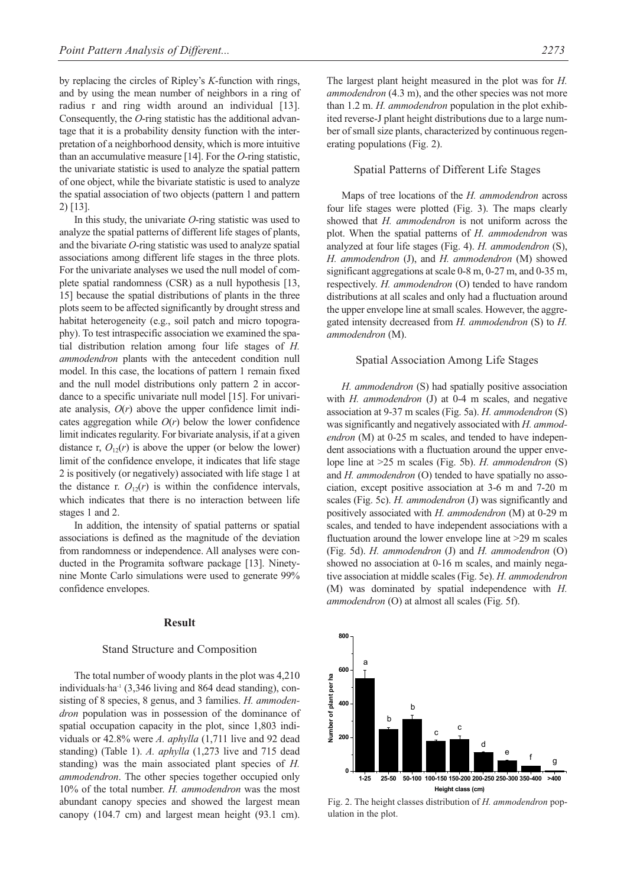by replacing the circles of Ripley's *K*-function with rings, and by using the mean number of neighbors in a ring of radius r and ring width around an individual [13]. Consequently, the *O*-ring statistic has the additional advantage that it is a probability density function with the interpretation of a neighborhood density, which is more intuitive than an accumulative measure [14]. For the *O*-ring statistic, the univariate statistic is used to analyze the spatial pattern of one object, while the bivariate statistic is used to analyze the spatial association of two objects (pattern 1 and pattern 2) [13].

In this study, the univariate *O*-ring statistic was used to analyze the spatial patterns of different life stages of plants, and the bivariate *O*-ring statistic was used to analyze spatial associations among different life stages in the three plots. For the univariate analyses we used the null model of complete spatial randomness (CSR) as a null hypothesis [13, 15] because the spatial distributions of plants in the three plots seem to be affected significantly by drought stress and habitat heterogeneity (e.g., soil patch and micro topography). To test intraspecific association we examined the spatial distribution relation among four life stages of *H. ammodendron* plants with the antecedent condition null model. In this case, the locations of pattern 1 remain fixed and the null model distributions only pattern 2 in accordance to a specific univariate null model [15]. For univariate analysis, $O(r)$ above the upper confidence limit indicates aggregation while $O(r)$ below the lower confidence limit indicates regularity. For bivariate analysis, if at a given distance r, $O_{12}(r)$ is above the upper (or below the lower) limit of the confidence envelope, it indicates that life stage 2 is positively (or negatively) associated with life stage 1 at the distance r. $O_{12}(r)$ is within the confidence intervals, which indicates that there is no interaction between life stages 1 and 2.

In addition, the intensity of spatial patterns or spatial associations is defined as the magnitude of the deviation from randomness or independence. All analyses were conducted in the Programita software package [13]. Ninety-nine Monte Carlo simulations were used to generate 99% confidence envelopes.

## Result

### Stand Structure and Composition

The total number of woody plants in the plot was 4,210 individuals·ha$^{-1}$ (3,346 living and 864 dead standing), consisting of 8 species, 8 genus, and 3 families. *H. ammodendron* population was in possession of the dominance of spatial occupation capacity in the plot, since 1,803 individuals or 42.8% were *A. aphylla* (1,711 live and 92 dead standing) (Table 1). *A. aphylla* (1,273 live and 715 dead standing) was the main associated plant species of *H. ammodendron*. The other species together occupied only 10% of the total number. *H. ammodendron* was the most abundant canopy species and showed the largest mean canopy (104.7 cm) and largest mean height (93.1 cm). The largest plant height measured in the plot was for *H. ammodendron* (4.3 m), and the other species was not more than 1.2 m. *H. ammodendron* population in the plot exhibited reverse-J plant height distributions due to a large number of small size plants, characterized by continuous regenerating populations (Fig. 2).

### Spatial Patterns of Different Life Stages

Maps of tree locations of the *H. ammodendron* across four life stages were plotted (Fig. 3). The maps clearly showed that *H. ammodendron* is not uniform across the plot. When the spatial patterns of *H. ammodendron* was analyzed at four life stages (Fig. 4). *H. ammodendron* (S), *H. ammodendron* (J), and *H. ammodendron* (M) showed significant aggregations at scale 0-8 m, 0-27 m, and 0-35 m, respectively. *H. ammodendron* (O) tended to have random distributions at all scales and only had a fluctuation around the upper envelope line at small scales. However, the aggregated intensity decreased from *H. ammodendron* (S) to *H. ammodendron* (M).

### Spatial Association Among Life Stages

*H. ammodendron* (S) had spatially positive association with *H. ammodendron* (J) at 0-4 m scales, and negative association at 9-37 m scales (Fig. 5a). *H. ammodendron* (S) was significantly and negatively associated with *H. ammodendron* (M) at 0-25 m scales, and tended to have independent associations with a fluctuation around the upper envelope line at >25 m scales (Fig. 5b). *H. ammodendron* (S) and *H. ammodendron* (O) tended to have spatially no association, except positive association at 3-6 m and 7-20 m scales (Fig. 5c). *H. ammodendron* (J) was significantly and positively associated with *H. ammodendron* (M) at 0-29 m scales, and tended to have independent associations with a fluctuation around the lower envelope line at >29 m scales (Fig. 5d). *H. ammodendron* (J) and *H. ammodendron* (O) showed no association at 0-16 m scales, and mainly negative association at middle scales (Fig. 5e). *H. ammodendron* (M) was dominated by spatial independence with *H. ammodendron* (O) at almost all scales (Fig. 5f).

Fig. 2. The height classes distribution of *H. ammodendron* population in the plot.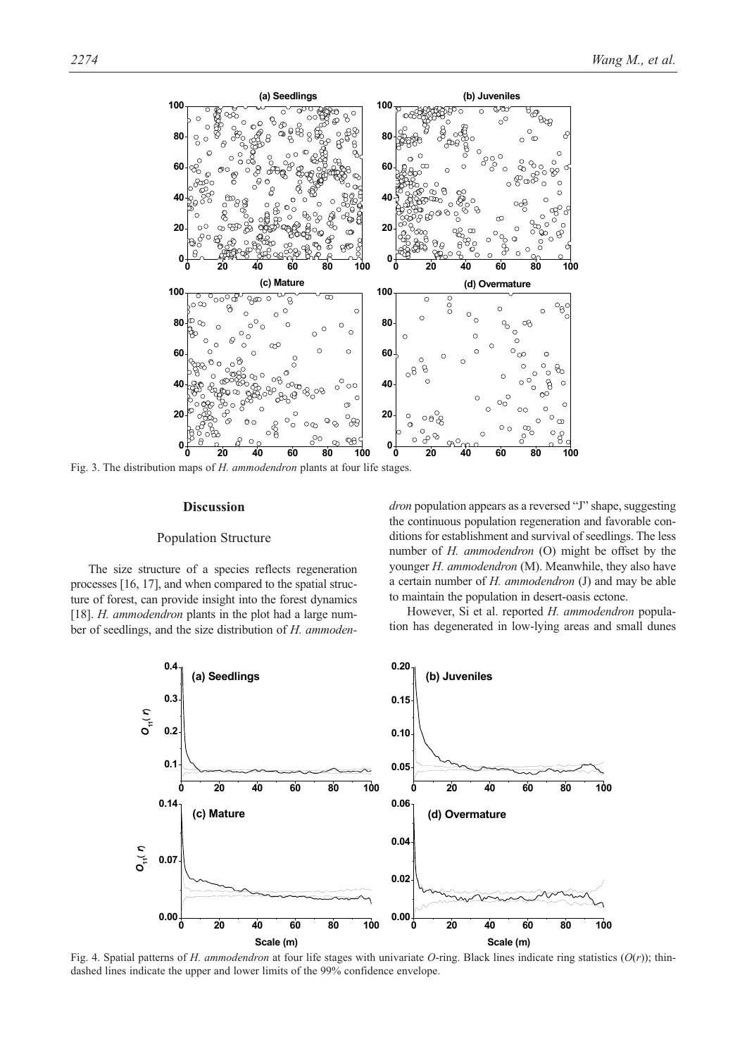Fig. 3. The distribution maps of *H. ammodendron* plants at four life stages.

## Discussion

### Population Structure

The size structure of a species reflects regeneration processes [16, 17], and when compared to the spatial structure of forest, can provide insight into the forest dynamics [18]. *H. ammodendron* plants in the plot had a large number of seedlings, and the size distribution of *H. ammodendron* population appears as a reversed "J" shape, suggesting the continuous population regeneration and favorable conditions for establishment and survival of seedlings. The less number of *H. ammodendron* (O) might be offset by the younger *H. ammodendron* (M). Meanwhile, they also have a certain number of *H. ammodendron* (J) and may be able to maintain the population in desert-oasis ectone.

However, Si et al. reported *H. ammodendron* population has degenerated in low-lying areas and small dunes

Fig. 4. Spatial patterns of *H. ammodendron* at four life stages with univariate *O*-ring. Black lines indicate ring statistics ($O(r)$); thin-dashed lines indicate the upper and lower limits of the 99% confidence envelope.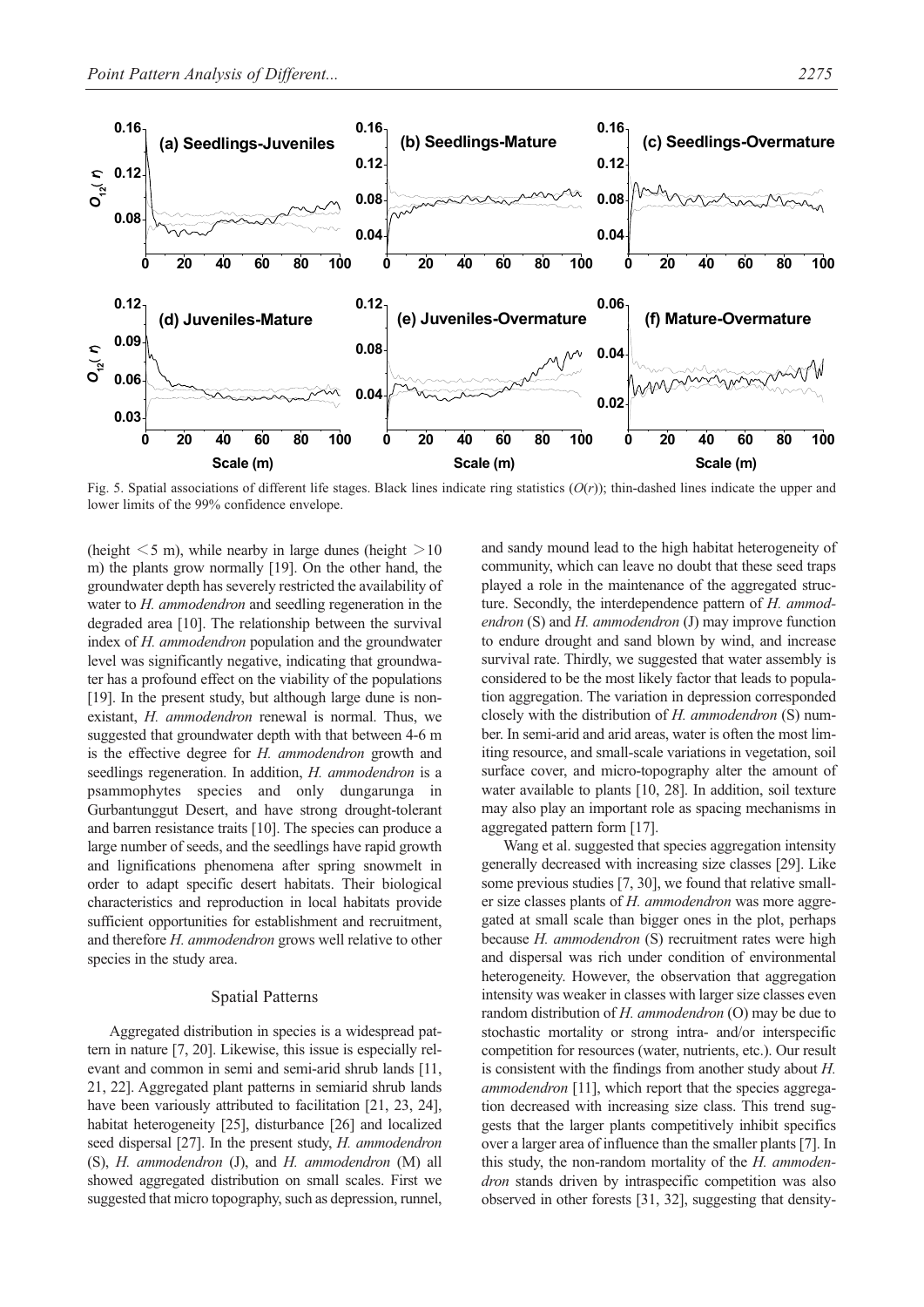Fig. 5. Spatial associations of different life stages. Black lines indicate ring statistics ($O(r)$); thin-dashed lines indicate the upper and lower limits of the 99% confidence envelope.

(height <5 m), while nearby in large dunes (height >10 m) the plants grow normally [19]. On the other hand, the groundwater depth has severely restricted the availability of water to *H. ammodendron* and seedling regeneration in the degraded area [10]. The relationship between the survival index of *H. ammodendron* population and the groundwater level was significantly negative, indicating that groundwater has a profound effect on the viability of the populations [19]. In the present study, but although large dune is nonexistant, *H. ammodendron* renewal is normal. Thus, we suggested that groundwater depth with that between 4-6 m is the effective degree for *H. ammodendron* growth and seedlings regeneration. In addition, *H. ammodendron* is a psammophytes species and only dungarunga in Gurbantunggut Desert, and have strong drought-tolerant and barren resistance traits [10]. The species can produce a large number of seeds, and the seedlings have rapid growth and lignifications phenomena after spring snowmelt in order to adapt specific desert habitats. Their biological characteristics and reproduction in local habitats provide sufficient opportunities for establishment and recruitment, and therefore *H. ammodendron* grows well relative to other species in the study area.

## Spatial Patterns

Aggregated distribution in species is a widespread pattern in nature [7, 20]. Likewise, this issue is especially relevant and common in semi and semi-arid shrub lands [11, 21, 22]. Aggregated plant patterns in semiarid shrub lands have been variously attributed to facilitation [21, 23, 24], habitat heterogeneity [25], disturbance [26] and localized seed dispersal [27]. In the present study, *H. ammodendron* (S), *H. ammodendron* (J), and *H. ammodendron* (M) all showed aggregated distribution on small scales. First we suggested that micro topography, such as depression, runnel, and sandy mound lead to the high habitat heterogeneity of community, which can leave no doubt that these seed traps played a role in the maintenance of the aggregated structure. Secondly, the interdependence pattern of *H. ammodendron* (S) and *H. ammodendron* (J) may improve function to endure drought and sand blown by wind, and increase survival rate. Thirdly, we suggested that water assembly is considered to be the most likely factor that leads to population aggregation. The variation in depression corresponded closely with the distribution of *H. ammodendron* (S) number. In semi-arid and arid areas, water is often the most limiting resource, and small-scale variations in vegetation, soil surface cover, and micro-topography alter the amount of water available to plants [10, 28]. In addition, soil texture may also play an important role as spacing mechanisms in aggregated pattern form [17].

Wang et al. suggested that species aggregation intensity generally decreased with increasing size classes [29]. Like some previous studies [7, 30], we found that relative smaller size classes plants of *H. ammodendron* was more aggregated at small scale than bigger ones in the plot, perhaps because *H. ammodendron* (S) recruitment rates were high and dispersal was rich under condition of environmental heterogeneity. However, the observation that aggregation intensity was weaker in classes with larger size classes even random distribution of *H. ammodendron* (O) may be due to stochastic mortality or strong intra- and/or interspecific competition for resources (water, nutrients, etc.). Our result is consistent with the findings from another study about *H. ammodendron* [11], which report that the species aggregation decreased with increasing size class. This trend suggests that the larger plants competitively inhibit specifics over a larger area of influence than the smaller plants [7]. In this study, the non-random mortality of the *H. ammodendron* stands driven by intraspecific competition was also observed in other forests [31, 32], suggesting that density-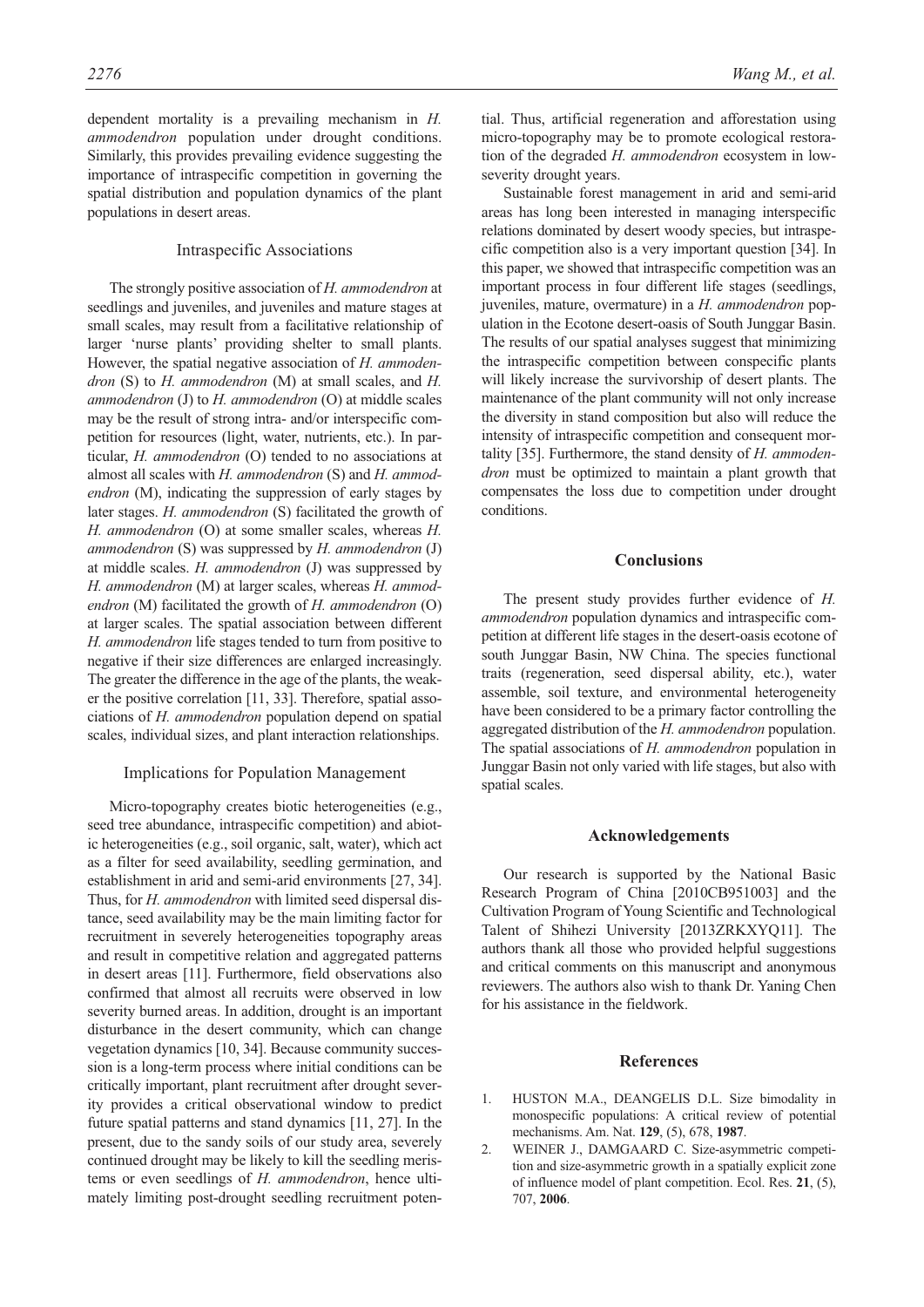dependent mortality is a prevailing mechanism in *H. ammodendron* population under drought conditions. Similarly, this provides prevailing evidence suggesting the importance of intraspecific competition in governing the spatial distribution and population dynamics of the plant populations in desert areas.

### Intraspecific Associations

The strongly positive association of *H. ammodendron* at seedlings and juveniles, and juveniles and mature stages at small scales, may result from a facilitative relationship of larger 'nurse plants' providing shelter to small plants. However, the spatial negative association of *H. ammodendron* (S) to *H. ammodendron* (M) at small scales, and *H. ammodendron* (J) to *H. ammodendron* (O) at middle scales may be the result of strong intra- and/or interspecific competition for resources (light, water, nutrients, etc.). In particular, *H. ammodendron* (O) tended to no associations at almost all scales with *H. ammodendron* (S) and *H. ammodendron* (M), indicating the suppression of early stages by later stages. *H. ammodendron* (S) facilitated the growth of *H. ammodendron* (O) at some smaller scales, whereas *H. ammodendron* (S) was suppressed by *H. ammodendron* (J) at middle scales. *H. ammodendron* (J) was suppressed by *H. ammodendron* (M) at larger scales, whereas *H. ammodendron* (M) facilitated the growth of *H. ammodendron* (O) at larger scales. The spatial association between different *H. ammodendron* life stages tended to turn from positive to negative if their size differences are enlarged increasingly. The greater the difference in the age of the plants, the weaker the positive correlation [11, 33]. Therefore, spatial associations of *H. ammodendron* population depend on spatial scales, individual sizes, and plant interaction relationships.

### Implications for Population Management

Micro-topography creates biotic heterogeneities (e.g., seed tree abundance, intraspecific competition) and abiotic heterogeneities (e.g., soil organic, salt, water), which act as a filter for seed availability, seedling germination, and establishment in arid and semi-arid environments [27, 34]. Thus, for *H. ammodendron* with limited seed dispersal distance, seed availability may be the main limiting factor for recruitment in severely heterogeneities topography areas and result in competitive relation and aggregated patterns in desert areas [11]. Furthermore, field observations also confirmed that almost all recruits were observed in low severity burned areas. In addition, drought is an important disturbance in the desert community, which can change vegetation dynamics [10, 34]. Because community succession is a long-term process where initial conditions can be critically important, plant recruitment after drought severity provides a critical observational window to predict future spatial patterns and stand dynamics [11, 27]. In the present, due to the sandy soils of our study area, severely continued drought may be likely to kill the seedling meristems or even seedlings of *H. ammodendron*, hence ultimately limiting post-drought seedling recruitment potential. Thus, artificial regeneration and afforestation using micro-topography may be to promote ecological restoration of the degraded *H. ammodendron* ecosystem in low-severity drought years.

Sustainable forest management in arid and semi-arid areas has long been interested in managing interspecific relations dominated by desert woody species, but intraspecific competition also is a very important question [34]. In this paper, we showed that intraspecific competition was an important process in four different life stages (seedlings, juveniles, mature, overmature) in a *H. ammodendron* population in the Ecotone desert-oasis of South Junggar Basin. The results of our spatial analyses suggest that minimizing the intraspecific competition between conspecific plants will likely increase the survivorship of desert plants. The maintenance of the plant community will not only increase the diversity in stand composition but also will reduce the intensity of intraspecific competition and consequent mortality [35]. Furthermore, the stand density of *H. ammodendron* must be optimized to maintain a plant growth that compensates the loss due to competition under drought conditions.

## Conclusions

The present study provides further evidence of *H. ammodendron* population dynamics and intraspecific competition at different life stages in the desert-oasis ecotone of south Junggar Basin, NW China. The species functional traits (regeneration, seed dispersal ability, etc.), water assemble, soil texture, and environmental heterogeneity have been considered to be a primary factor controlling the aggregated distribution of the *H. ammodendron* population. The spatial associations of *H. ammodendron* population in Junggar Basin not only varied with life stages, but also with spatial scales.

## Acknowledgements

Our research is supported by the National Basic Research Program of China [2010CB951003] and the Cultivation Program of Young Scientific and Technological Talent of Shihezi University [2013ZRKXYQ11]. The authors thank all those who provided helpful suggestions and critical comments on this manuscript and anonymous reviewers. The authors also wish to thank Dr. Yaning Chen for his assistance in the fieldwork.

## References

1. HUSTON M.A., DEANGELIS D.L. Size bimodality in monospecific populations: A critical review of potential mechanisms. Am. Nat. **129**, (5), 678, **1987**.
2. WEINER J., DAMGAARD C. Size-asymmetric competition and size-asymmetric growth in a spatially explicit zone of influence model of plant competition. Ecol. Res. **21**, (5), 707, **2006**.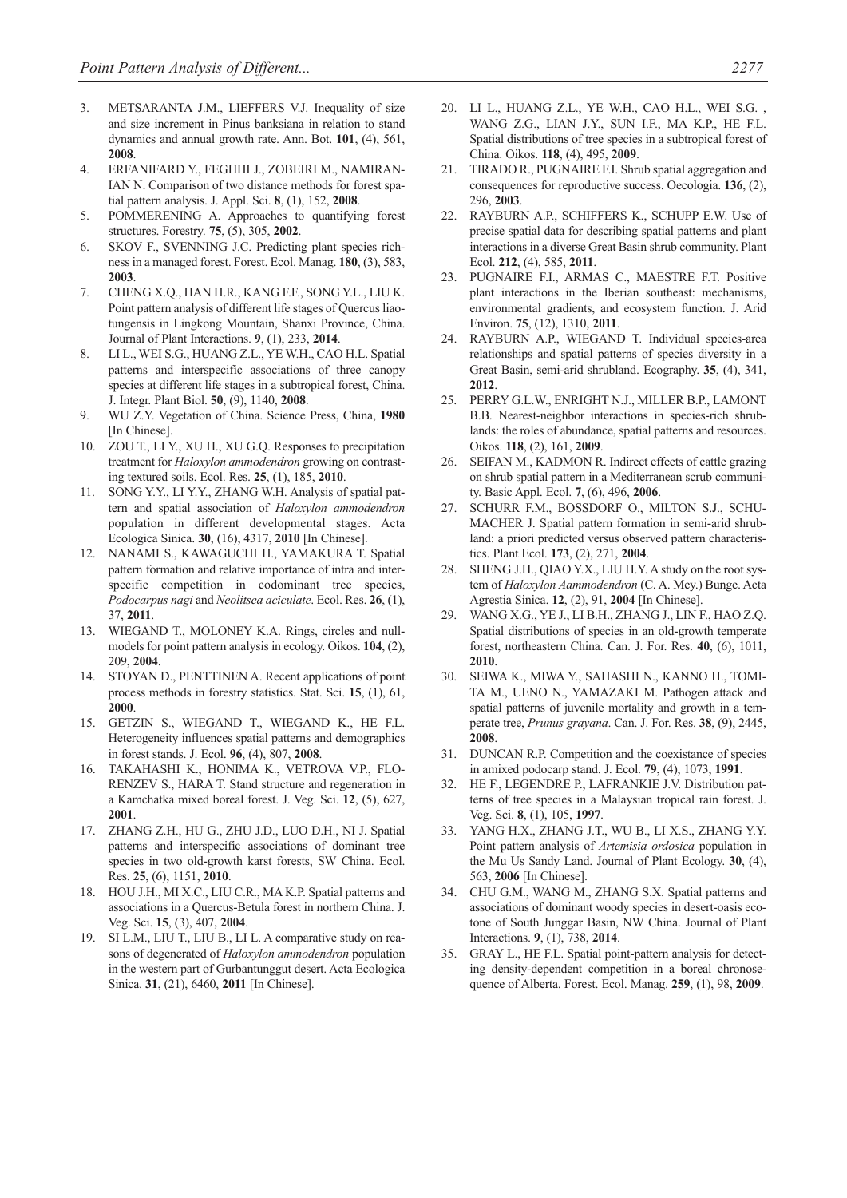3. METSARANTA J.M., LIEFFERS V.J. Inequality of size and size increment in Pinus banksiana in relation to stand dynamics and annual growth rate. Ann. Bot. **101**, (4), 561, **2008**.
4. ERFANIFARD Y., FEGHHI J., ZOBEIRI M., NAMIRANIAN N. Comparison of two distance methods for forest spatial pattern analysis. J. Appl. Sci. **8**, (1), 152, **2008**.
5. POMMERENING A. Approaches to quantifying forest structures. Forestry. **75**, (5), 305, **2002**.
6. SKOV F., SVENNING J.C. Predicting plant species richness in a managed forest. Forest. Ecol. Manag. **180**, (3), 583, **2003**.
7. CHENG X.Q., HAN H.R., KANG F.F., SONG Y.L., LIU K. Point pattern analysis of different life stages of Quercus liaotungensis in Lingkong Mountain, Shanxi Province, China. Journal of Plant Interactions. **9**, (1), 233, **2014**.
8. LI L., WEI S.G., HUANG Z.L., YE W.H., CAO H.L. Spatial patterns and interspecific associations of three canopy species at different life stages in a subtropical forest, China. J. Integr. Plant Biol. **50**, (9), 1140, **2008**.
9. WU Z.Y. Vegetation of China. Science Press, China, **1980** [In Chinese].
10. ZOU T., LI Y., XU H., XU G.Q. Responses to precipitation treatment for *Haloxylon ammodendron* growing on contrasting textured soils. Ecol. Res. **25**, (1), 185, **2010**.
11. SONG Y.Y., LI Y.Y., ZHANG W.H. Analysis of spatial pattern and spatial association of *Haloxylon ammodendron* population in different developmental stages. Acta Ecologica Sinica. **30**, (16), 4317, **2010** [In Chinese].
12. NANAMI S., KAWAGUCHI H., YAMAKURA T. Spatial pattern formation and relative importance of intra and interspecific competition in codominant tree species, *Podocarpus nagi* and *Neolitsea aciculate*. Ecol. Res. **26**, (1), 37, **2011**.
13. WIEGAND T., MOLONEY K.A. Rings, circles and null-models for point pattern analysis in ecology. Oikos. **104**, (2), 209, **2004**.
14. STOYAN D., PENTTINEN A. Recent applications of point process methods in forestry statistics. Stat. Sci. **15**, (1), 61, **2000**.
15. GETZIN S., WIEGAND T., WIEGAND K., HE F.L. Heterogeneity influences spatial patterns and demographics in forest stands. J. Ecol. **96**, (4), 807, **2008**.
16. TAKAHASHI K., HONIMA K., VETROVA V.P., FLORENZEV S., HARA T. Stand structure and regeneration in a Kamchatka mixed boreal forest. J. Veg. Sci. **12**, (5), 627, **2001**.
17. ZHANG Z.H., HU G., ZHU J.D., LUO D.H., NI J. Spatial patterns and interspecific associations of dominant tree species in two old-growth karst forests, SW China. Ecol. Res. **25**, (6), 1151, **2010**.
18. HOU J.H., MI X.C., LIU C.R., MA K.P. Spatial patterns and associations in a Quercus-Betula forest in northern China. J. Veg. Sci. **15**, (3), 407, **2004**.
19. SI L.M., LIU T., LIU B., LI L. A comparative study on reasons of degenerated of *Haloxylon ammodendron* population in the western part of Gurbantunggut desert. Acta Ecologica Sinica. **31**, (21), 6460, **2011** [In Chinese].
20. LI L., HUANG Z.L., YE W.H., CAO H.L., WEI S.G. , WANG Z.G., LIAN J.Y., SUN I.F., MA K.P., HE F.L. Spatial distributions of tree species in a subtropical forest of China. Oikos. **118**, (4), 495, **2009**.
21. TIRADO R., PUGNAIRE F.I. Shrub spatial aggregation and consequences for reproductive success. Oecologia. **136**, (2), 296, **2003**.
22. RAYBURN A.P., SCHIFFERS K., SCHUPP E.W. Use of precise spatial data for describing spatial patterns and plant interactions in a diverse Great Basin shrub community. Plant Ecol. **212**, (4), 585, **2011**.
23. PUGNAIRE F.I., ARMAS C., MAESTRE F.T. Positive plant interactions in the Iberian southeast: mechanisms, environmental gradients, and ecosystem function. J. Arid Environ. **75**, (12), 1310, **2011**.
24. RAYBURN A.P., WIEGAND T. Individual species-area relationships and spatial patterns of species diversity in a Great Basin, semi-arid shrubland. Ecography. **35**, (4), 341, **2012**.
25. PERRY G.L.W., ENRIGHT N.J., MILLER B.P., LAMONT B.B. Nearest-neighbor interactions in species-rich shrublands: the roles of abundance, spatial patterns and resources. Oikos. **118**, (2), 161, **2009**.
26. SEIFAN M., KADMON R. Indirect effects of cattle grazing on shrub spatial pattern in a Mediterranean scrub community. Basic Appl. Ecol. **7**, (6), 496, **2006**.
27. SCHURR F.M., BOSSDORF O., MILTON S.J., SCHUMACHER J. Spatial pattern formation in semi-arid shrubland: a priori predicted versus observed pattern characteristics. Plant Ecol. **173**, (2), 271, **2004**.
28. SHENG J.H., QIAO Y.X., LIU H.Y. A study on the root system of *Haloxylon Aammodendron* (C. A. Mey.) Bunge. Acta Agrestia Sinica. **12**, (2), 91, **2004** [In Chinese].
29. WANG X.G., YE J., LI B.H., ZHANG J., LIN F., HAO Z.Q. Spatial distributions of species in an old-growth temperate forest, northeastern China. Can. J. For. Res. **40**, (6), 1011, **2010**.
30. SEIWA K., MIWA Y., SAHASHI N., KANNO H., TOMITA M., UENO N., YAMAZAKI M. Pathogen attack and spatial patterns of juvenile mortality and growth in a temperate tree, *Prunus grayana*. Can. J. For. Res. **38**, (9), 2445, **2008**.
31. DUNCAN R.P. Competition and the coexistance of species in amixed podocarp stand. J. Ecol. **79**, (4), 1073, **1991**.
32. HE F., LEGENDRE P., LAFRANKIE J.V. Distribution patterns of tree species in a Malaysian tropical rain forest. J. Veg. Sci. **8**, (1), 105, **1997**.
33. YANG H.X., ZHANG J.T., WU B., LI X.S., ZHANG Y.Y. Point pattern analysis of *Artemisia ordosica* population in the Mu Us Sandy Land. Journal of Plant Ecology. **30**, (4), 563, **2006** [In Chinese].
34. CHU G.M., WANG M., ZHANG S.X. Spatial patterns and associations of dominant woody species in desert-oasis ecotone of South Junggar Basin, NW China. Journal of Plant Interactions. **9**, (1), 738, **2014**.
35. GRAY L., HE F.L. Spatial point-pattern analysis for detecting density-dependent competition in a boreal chronosequence of Alberta. Forest. Ecol. Manag. **259**, (1), 98, **2009**.